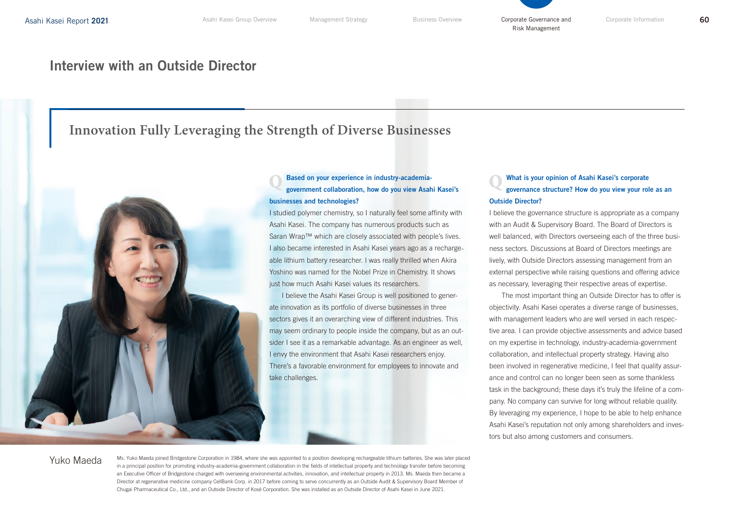# Interview with an Outside Director

## Innovation Fully Leveraging the Strength of Diverse Businesses

**Q Based on your experience in industry-academia-government collaboration, how do you view Asahi Kasei's businesses and technologies?**

I studied polymer chemistry, so I naturally feel some affinity with Asahi Kasei. The company has numerous products such as Saran Wrap™ which are closely associated with people's lives. I also became interested in Asahi Kasei years ago as a rechargeable lithium battery researcher. I was really thrilled when Akira Yoshino was named for the Nobel Prize in Chemistry. It shows just how much Asahi Kasei values its researchers.

I believe the Asahi Kasei Group is well positioned to generate innovation as its portfolio of diverse businesses in three sectors gives it an overarching view of different industries. This may seem ordinary to people inside the company, but as an outsider I see it as a remarkable advantage. As an engineer as well, I envy the environment that Asahi Kasei researchers enjoy. There's a favorable environment for employees to innovate and take challenges.

**Q What is your opinion of Asahi Kasei's corporate governance structure? How do you view your role as an Outside Director?**

I believe the governance structure is appropriate as a company with an Audit & Supervisory Board. The Board of Directors is well balanced, with Directors overseeing each of the three business sectors. Discussions at Board of Directors meetings are lively, with Outside Directors assessing management from an external perspective while raising questions and offering advice as necessary, leveraging their respective areas of expertise.

The most important thing an Outside Director has to offer is objectivity. Asahi Kasei operates a diverse range of businesses, with management leaders who are well versed in each respective area. I can provide objective assessments and advice based on my expertise in technology, industry-academia-government collaboration, and intellectual property strategy. Having also been involved in regenerative medicine, I feel that quality assurance and control can no longer been seen as some thankless task in the background; these days it's truly the lifeline of a company. No company can survive for long without reliable quality. By leveraging my experience, I hope to be able to help enhance Asahi Kasei's reputation not only among shareholders and investors but also among customers and consumers.

**Yuko Maeda**

Ms. Yuko Maeda joined Bridgestone Corporation in 1984, where she was appointed to a position developing rechargeable lithium batteries. She was later placed in a principal position for promoting industry-academia-government collaboration in the fields of intellectual property and technology transfer before becoming an Executive Officer of Bridgestone charged with overseeing environmental activities, innovation, and intellectual property in 2013. Ms. Maeda then became a Director at regenerative medicine company CellBank Corp. in 2017 before coming to serve concurrently as an Outside Audit & Supervisory Board Member of Chugai Pharmaceutical Co., Ltd., and an Outside Director of Kosé Corporation. She was installed as an Outside Director of Asahi Kasei in June 2021.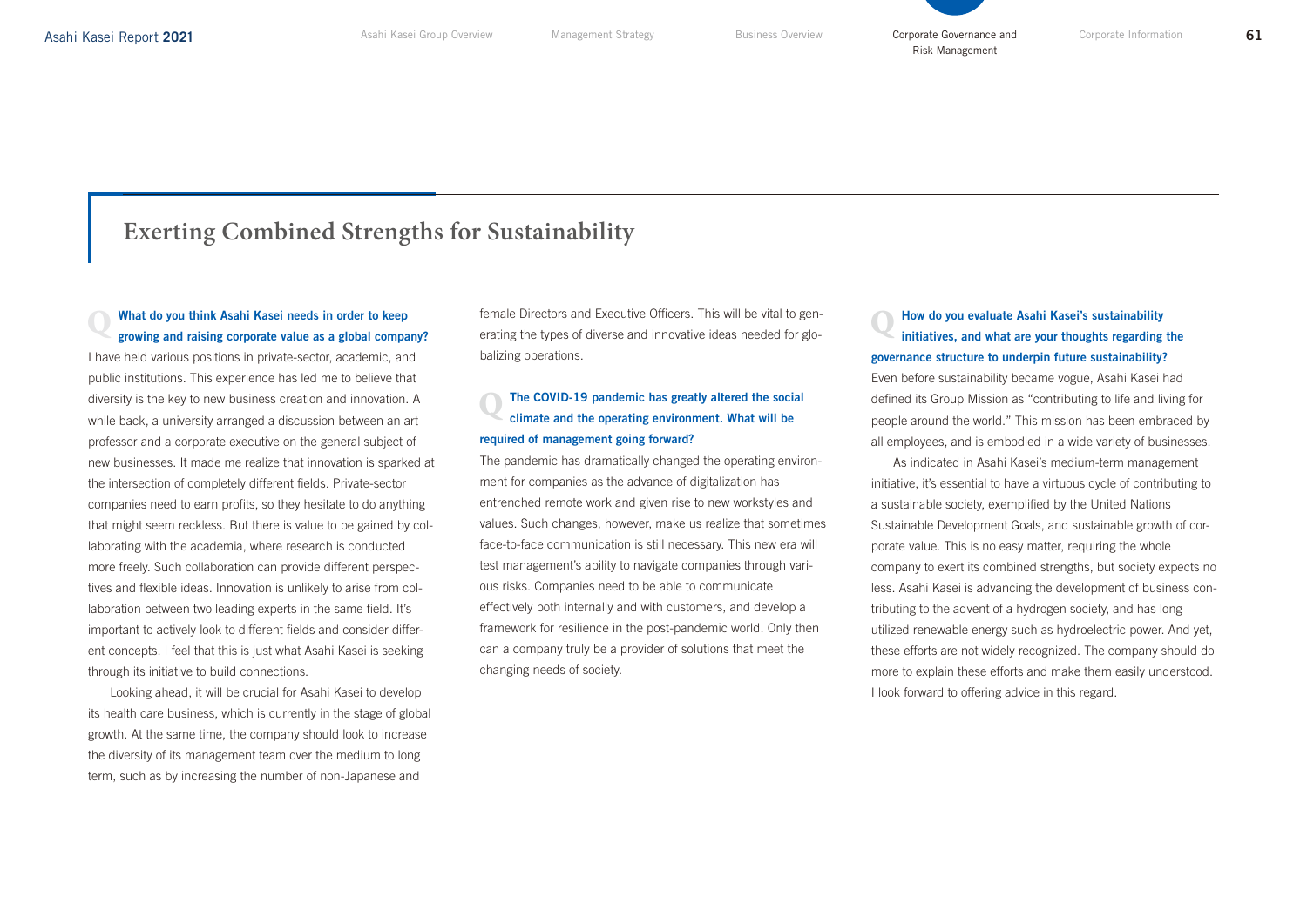## Exerting Combined Strengths for Sustainability

**Q What do you think Asahi Kasei needs in order to keep growing and raising corporate value as a global company?**

I have held various positions in private-sector, academic, and public institutions. This experience has led me to believe that diversity is the key to new business creation and innovation. A while back, a university arranged a discussion between an art professor and a corporate executive on the general subject of new businesses. It made me realize that innovation is sparked at the intersection of completely different fields. Private-sector companies need to earn profits, so they hesitate to do anything that might seem reckless. But there is value to be gained by collaborating with the academia, where research is conducted more freely. Such collaboration can provide different perspectives and flexible ideas. Innovation is unlikely to arise from collaboration between two leading experts in the same field. It's important to actively look to different fields and consider different concepts. I feel that this is just what Asahi Kasei is seeking through its initiative to build connections.

Looking ahead, it will be crucial for Asahi Kasei to develop its health care business, which is currently in the stage of global growth. At the same time, the company should look to increase the diversity of its management team over the medium to long term, such as by increasing the number of non-Japanese and female Directors and Executive Officers. This will be vital to generating the types of diverse and innovative ideas needed for globalizing operations.

**Q The COVID-19 pandemic has greatly altered the social climate and the operating environment. What will be required of management going forward?**

The pandemic has dramatically changed the operating environment for companies as the advance of digitalization has entrenched remote work and given rise to new workstyles and values. Such changes, however, make us realize that sometimes face-to-face communication is still necessary. This new era will test management's ability to navigate companies through various risks. Companies need to be able to communicate effectively both internally and with customers, and develop a framework for resilience in the post-pandemic world. Only then can a company truly be a provider of solutions that meet the changing needs of society.

**Q How do you evaluate Asahi Kasei's sustainability initiatives, and what are your thoughts regarding the governance structure to underpin future sustainability?**

Even before sustainability became vogue, Asahi Kasei had defined its Group Mission as "contributing to life and living for people around the world." This mission has been embraced by all employees, and is embodied in a wide variety of businesses.

As indicated in Asahi Kasei's medium-term management initiative, it's essential to have a virtuous cycle of contributing to a sustainable society, exemplified by the United Nations Sustainable Development Goals, and sustainable growth of corporate value. This is no easy matter, requiring the whole company to exert its combined strengths, but society expects no less. Asahi Kasei is advancing the development of business contributing to the advent of a hydrogen society, and has long utilized renewable energy such as hydroelectric power. And yet, these efforts are not widely recognized. The company should do more to explain these efforts and make them easily understood. I look forward to offering advice in this regard.